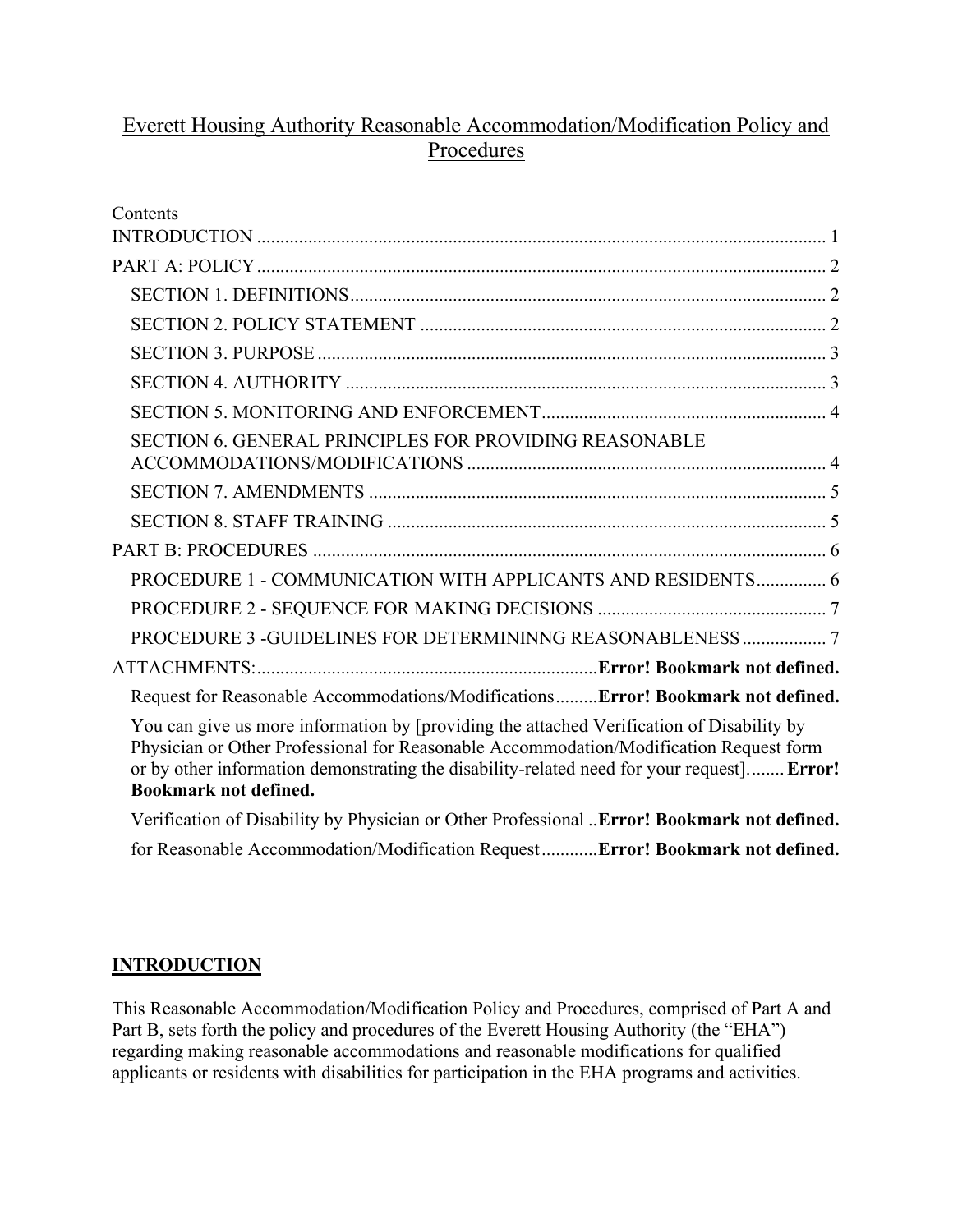# Everett Housing Authority Reasonable Accommodation/Modification Policy and Procedures

Contents

INTRODUCTION ........................................................................................................................... 1

PART A: POLICY .......................................................................................................................... 2

- SECTION 1. DEFINITIONS ...................................................................................................... 2
- SECTION 2. POLICY STATEMENT ....................................................................................... 2
- SECTION 3. PURPOSE ............................................................................................................. 3
- SECTION 4. AUTHORITY ....................................................................................................... 3
- SECTION 5. MONITORING AND ENFORCEMENT ............................................................. 4
- SECTION 6. GENERAL PRINCIPLES FOR PROVIDING REASONABLE ACCOMMODATIONS/MODIFICATIONS ............................................................................. 4
- SECTION 7. AMENDMENTS .................................................................................................. 5
- SECTION 8. STAFF TRAINING .............................................................................................. 5

PART B: PROCEDURES .............................................................................................................. 6

- PROCEDURE 1 - COMMUNICATION WITH APPLICANTS AND RESIDENTS ............... 6
- PROCEDURE 2 - SEQUENCE FOR MAKING DECISIONS ................................................. 7
- PROCEDURE 3 -GUIDELINES FOR DETERMININNG REASONABLENESS .................. 7

ATTACHMENTS: ......................................................................... **Error! Bookmark not defined.**

- Request for Reasonable Accommodations/Modifications ......... **Error! Bookmark not defined.**
- You can give us more information by [providing the attached Verification of Disability by Physician or Other Professional for Reasonable Accommodation/Modification Request form or by other information demonstrating the disability-related need for your request]........ **Error! Bookmark not defined.**
- Verification of Disability by Physician or Other Professional .. **Error! Bookmark not defined.**
- for Reasonable Accommodation/Modification Request ............ **Error! Bookmark not defined.**

## INTRODUCTION

This Reasonable Accommodation/Modification Policy and Procedures, comprised of Part A and Part B, sets forth the policy and procedures of the Everett Housing Authority (the "EHA") regarding making reasonable accommodations and reasonable modifications for qualified applicants or residents with disabilities for participation in the EHA programs and activities.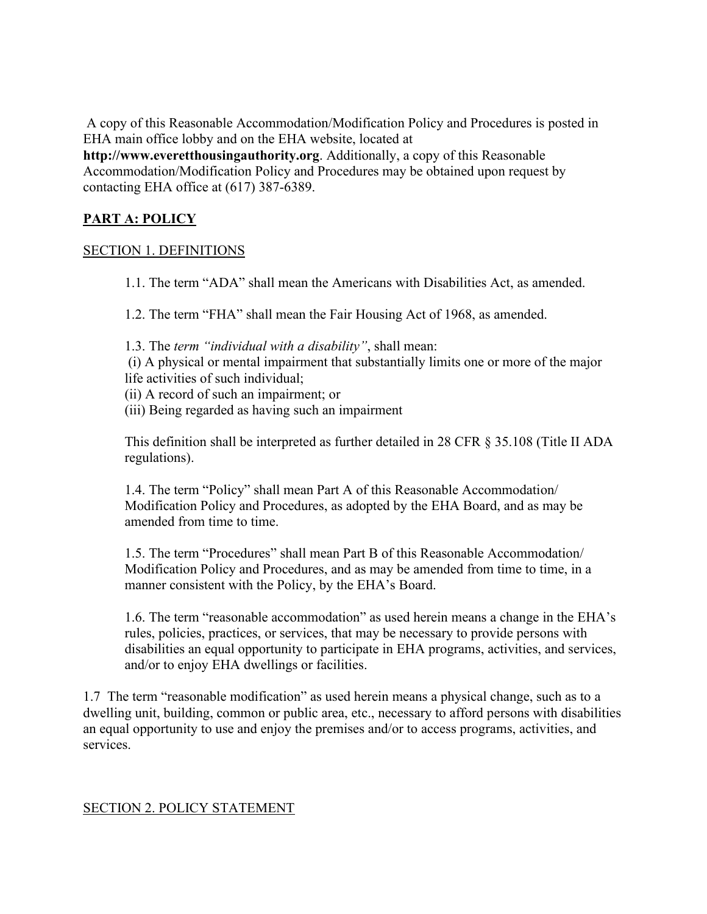A copy of this Reasonable Accommodation/Modification Policy and Procedures is posted in EHA main office lobby and on the EHA website, located at **http://www.everetthousingauthority.org**. Additionally, a copy of this Reasonable Accommodation/Modification Policy and Procedures may be obtained upon request by contacting EHA office at (617) 387-6389.

## PART A: POLICY

### SECTION 1. DEFINITIONS

1.1. The term "ADA" shall mean the Americans with Disabilities Act, as amended.

1.2. The term "FHA" shall mean the Fair Housing Act of 1968, as amended.

1.3. The *term "individual with a disability"*, shall mean:
(i) A physical or mental impairment that substantially limits one or more of the major life activities of such individual;
(ii) A record of such an impairment; or
(iii) Being regarded as having such an impairment

This definition shall be interpreted as further detailed in 28 CFR § 35.108 (Title II ADA regulations).

1.4. The term "Policy" shall mean Part A of this Reasonable Accommodation/ Modification Policy and Procedures, as adopted by the EHA Board, and as may be amended from time to time.

1.5. The term "Procedures" shall mean Part B of this Reasonable Accommodation/ Modification Policy and Procedures, and as may be amended from time to time, in a manner consistent with the Policy, by the EHA's Board.

1.6. The term "reasonable accommodation" as used herein means a change in the EHA's rules, policies, practices, or services, that may be necessary to provide persons with disabilities an equal opportunity to participate in EHA programs, activities, and services, and/or to enjoy EHA dwellings or facilities.

1.7 The term "reasonable modification" as used herein means a physical change, such as to a dwelling unit, building, common or public area, etc., necessary to afford persons with disabilities an equal opportunity to use and enjoy the premises and/or to access programs, activities, and services.

### SECTION 2. POLICY STATEMENT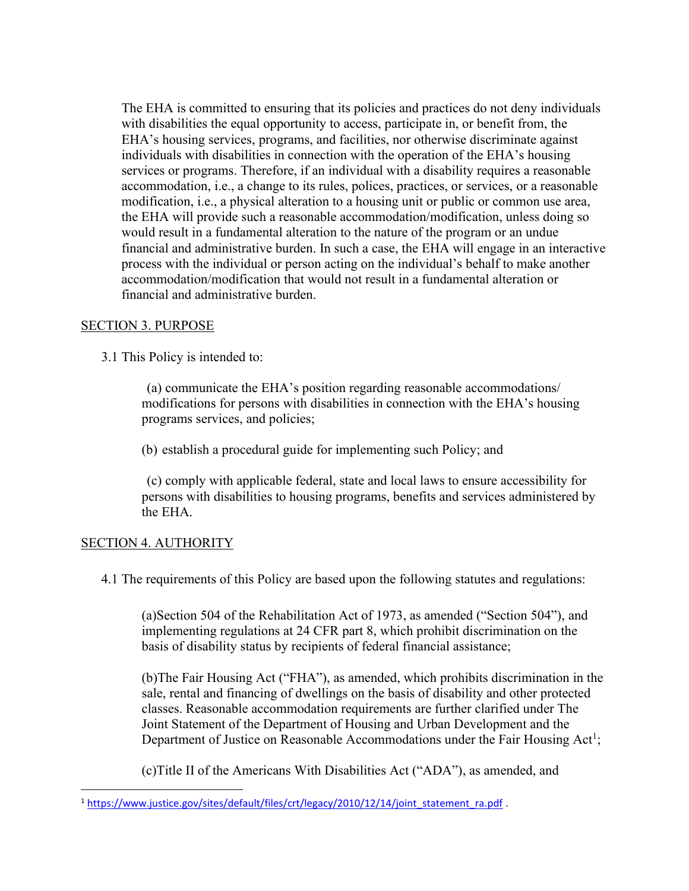The EHA is committed to ensuring that its policies and practices do not deny individuals with disabilities the equal opportunity to access, participate in, or benefit from, the EHA's housing services, programs, and facilities, nor otherwise discriminate against individuals with disabilities in connection with the operation of the EHA's housing services or programs. Therefore, if an individual with a disability requires a reasonable accommodation, i.e., a change to its rules, polices, practices, or services, or a reasonable modification, i.e., a physical alteration to a housing unit or public or common use area, the EHA will provide such a reasonable accommodation/modification, unless doing so would result in a fundamental alteration to the nature of the program or an undue financial and administrative burden. In such a case, the EHA will engage in an interactive process with the individual or person acting on the individual's behalf to make another accommodation/modification that would not result in a fundamental alteration or financial and administrative burden.

<u>SECTION 3. PURPOSE</u>

3.1 This Policy is intended to:

(a) communicate the EHA's position regarding reasonable accommodations/ modifications for persons with disabilities in connection with the EHA's housing programs services, and policies;

(b) establish a procedural guide for implementing such Policy; and

(c) comply with applicable federal, state and local laws to ensure accessibility for persons with disabilities to housing programs, benefits and services administered by the EHA.

<u>SECTION 4. AUTHORITY</u>

4.1 The requirements of this Policy are based upon the following statutes and regulations:

(a)Section 504 of the Rehabilitation Act of 1973, as amended ("Section 504"), and implementing regulations at 24 CFR part 8, which prohibit discrimination on the basis of disability status by recipients of federal financial assistance;

(b)The Fair Housing Act ("FHA"), as amended, which prohibits discrimination in the sale, rental and financing of dwellings on the basis of disability and other protected classes. Reasonable accommodation requirements are further clarified under The Joint Statement of the Department of Housing and Urban Development and the Department of Justice on Reasonable Accommodations under the Fair Housing Act[1];

(c)Title II of the Americans With Disabilities Act ("ADA"), as amended, and

---

[1] https://www.justice.gov/sites/default/files/crt/legacy/2010/12/14/joint_statement_ra.pdf .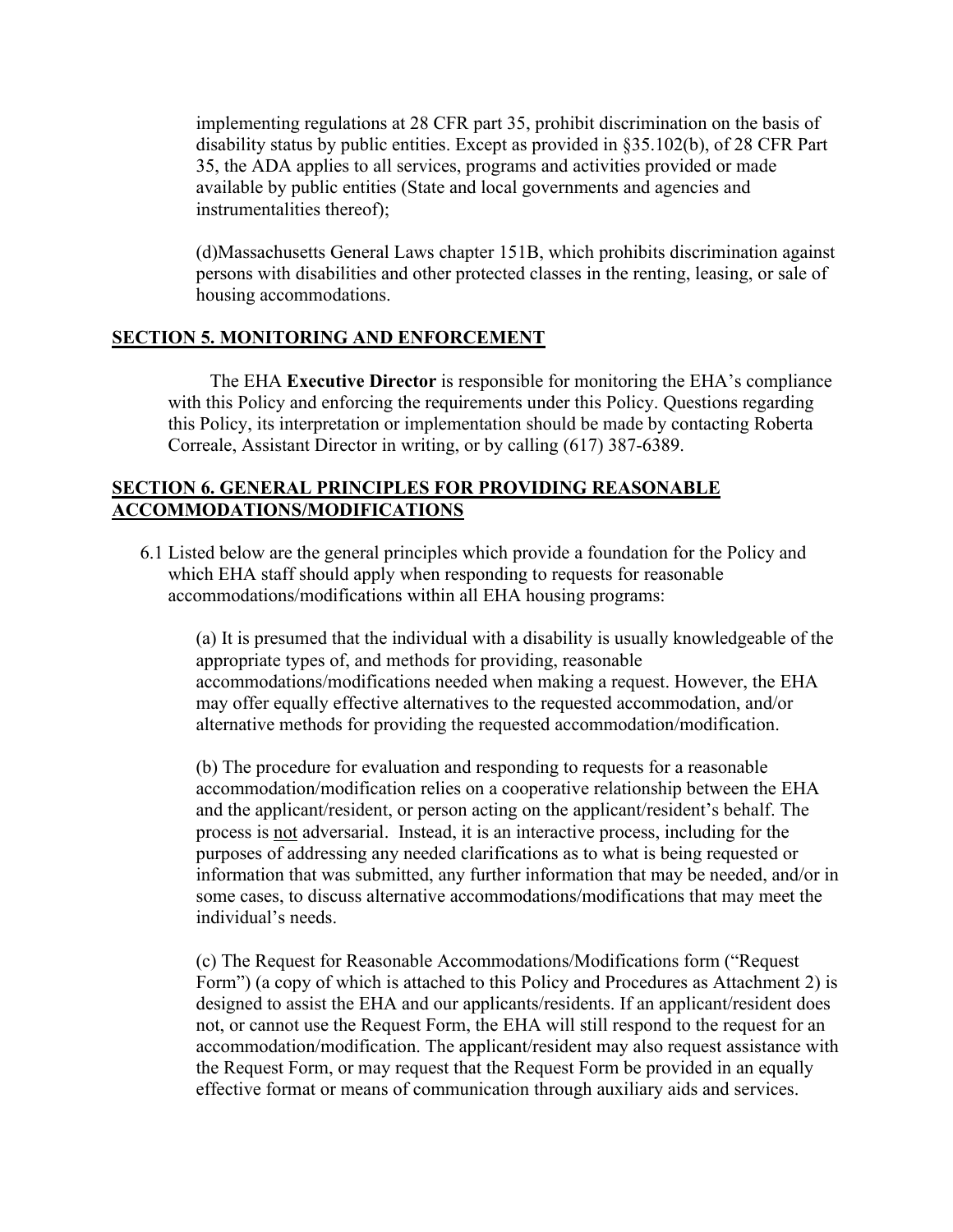implementing regulations at 28 CFR part 35, prohibit discrimination on the basis of disability status by public entities. Except as provided in §35.102(b), of 28 CFR Part 35, the ADA applies to all services, programs and activities provided or made available by public entities (State and local governments and agencies and instrumentalities thereof);

(d)Massachusetts General Laws chapter 151B, which prohibits discrimination against persons with disabilities and other protected classes in the renting, leasing, or sale of housing accommodations.

## SECTION 5. MONITORING AND ENFORCEMENT

The EHA **Executive Director** is responsible for monitoring the EHA's compliance with this Policy and enforcing the requirements under this Policy. Questions regarding this Policy, its interpretation or implementation should be made by contacting Roberta Correale, Assistant Director in writing, or by calling (617) 387-6389.

## SECTION 6. GENERAL PRINCIPLES FOR PROVIDING REASONABLE ACCOMMODATIONS/MODIFICATIONS

6.1 Listed below are the general principles which provide a foundation for the Policy and which EHA staff should apply when responding to requests for reasonable accommodations/modifications within all EHA housing programs:

(a) It is presumed that the individual with a disability is usually knowledgeable of the appropriate types of, and methods for providing, reasonable accommodations/modifications needed when making a request. However, the EHA may offer equally effective alternatives to the requested accommodation, and/or alternative methods for providing the requested accommodation/modification.

(b) The procedure for evaluation and responding to requests for a reasonable accommodation/modification relies on a cooperative relationship between the EHA and the applicant/resident, or person acting on the applicant/resident's behalf. The process is not adversarial. Instead, it is an interactive process, including for the purposes of addressing any needed clarifications as to what is being requested or information that was submitted, any further information that may be needed, and/or in some cases, to discuss alternative accommodations/modifications that may meet the individual's needs.

(c) The Request for Reasonable Accommodations/Modifications form ("Request Form") (a copy of which is attached to this Policy and Procedures as Attachment 2) is designed to assist the EHA and our applicants/residents. If an applicant/resident does not, or cannot use the Request Form, the EHA will still respond to the request for an accommodation/modification. The applicant/resident may also request assistance with the Request Form, or may request that the Request Form be provided in an equally effective format or means of communication through auxiliary aids and services.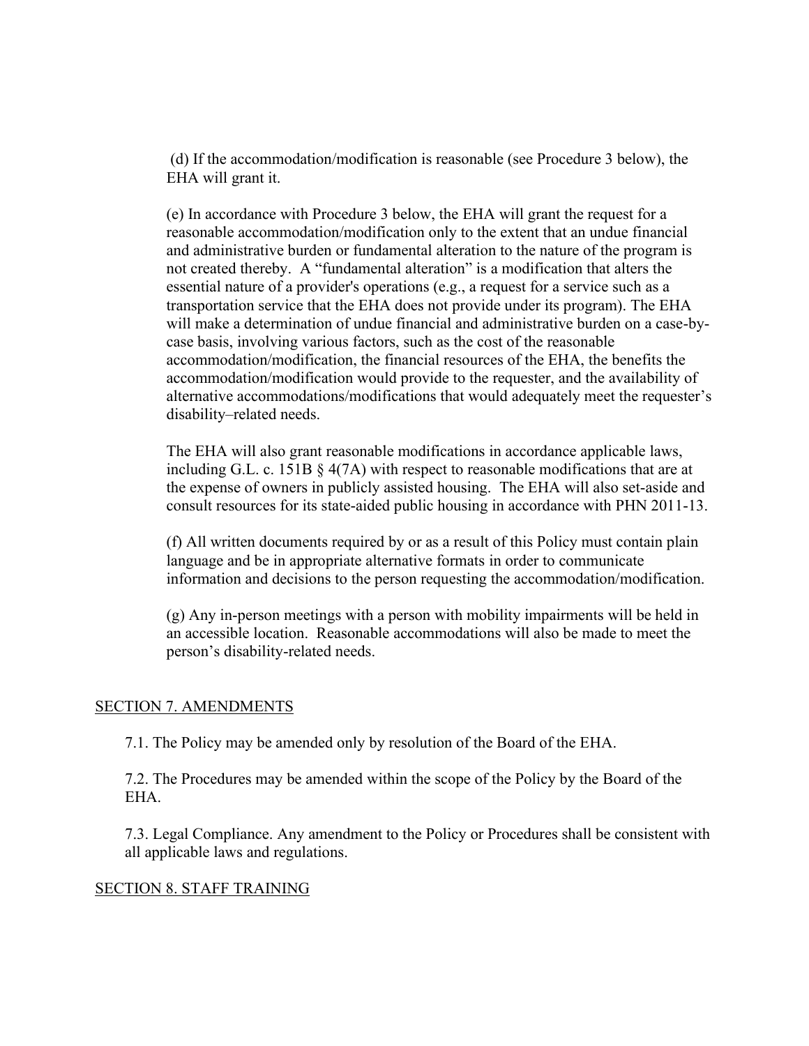(d) If the accommodation/modification is reasonable (see Procedure 3 below), the EHA will grant it.

(e) In accordance with Procedure 3 below, the EHA will grant the request for a reasonable accommodation/modification only to the extent that an undue financial and administrative burden or fundamental alteration to the nature of the program is not created thereby. A "fundamental alteration" is a modification that alters the essential nature of a provider's operations (e.g., a request for a service such as a transportation service that the EHA does not provide under its program). The EHA will make a determination of undue financial and administrative burden on a case-by-case basis, involving various factors, such as the cost of the reasonable accommodation/modification, the financial resources of the EHA, the benefits the accommodation/modification would provide to the requester, and the availability of alternative accommodations/modifications that would adequately meet the requester's disability–related needs.

The EHA will also grant reasonable modifications in accordance applicable laws, including G.L. c. 151B § 4(7A) with respect to reasonable modifications that are at the expense of owners in publicly assisted housing. The EHA will also set-aside and consult resources for its state-aided public housing in accordance with PHN 2011-13.

(f) All written documents required by or as a result of this Policy must contain plain language and be in appropriate alternative formats in order to communicate information and decisions to the person requesting the accommodation/modification.

(g) Any in-person meetings with a person with mobility impairments will be held in an accessible location. Reasonable accommodations will also be made to meet the person's disability-related needs.

## SECTION 7. AMENDMENTS

7.1. The Policy may be amended only by resolution of the Board of the EHA.

7.2. The Procedures may be amended within the scope of the Policy by the Board of the EHA.

7.3. Legal Compliance. Any amendment to the Policy or Procedures shall be consistent with all applicable laws and regulations.

## SECTION 8. STAFF TRAINING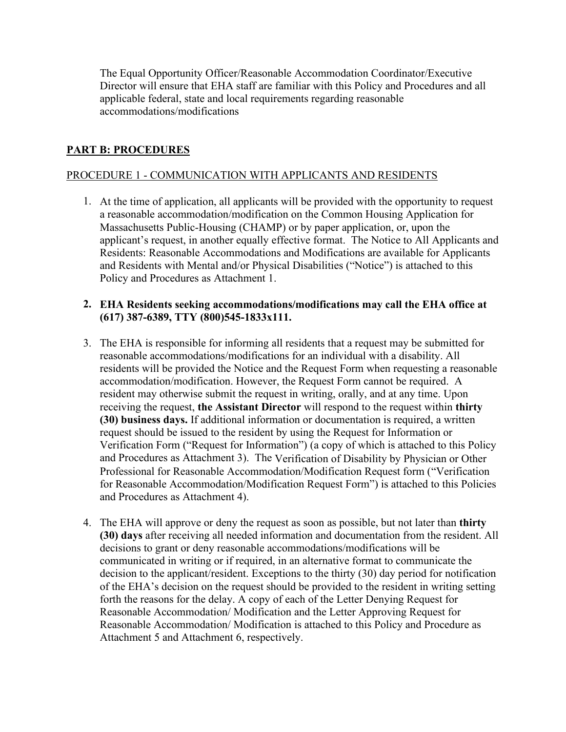The Equal Opportunity Officer/Reasonable Accommodation Coordinator/Executive Director will ensure that EHA staff are familiar with this Policy and Procedures and all applicable federal, state and local requirements regarding reasonable accommodations/modifications

## PART B: PROCEDURES

PROCEDURE 1 - COMMUNICATION WITH APPLICANTS AND RESIDENTS

1. At the time of application, all applicants will be provided with the opportunity to request a reasonable accommodation/modification on the Common Housing Application for Massachusetts Public-Housing (CHAMP) or by paper application, or, upon the applicant's request, in another equally effective format. The Notice to All Applicants and Residents: Reasonable Accommodations and Modifications are available for Applicants and Residents with Mental and/or Physical Disabilities ("Notice") is attached to this Policy and Procedures as Attachment 1.

2. **EHA Residents seeking accommodations/modifications may call the EHA office at (617) 387-6389, TTY (800)545-1833x111.**

3. The EHA is responsible for informing all residents that a request may be submitted for reasonable accommodations/modifications for an individual with a disability. All residents will be provided the Notice and the Request Form when requesting a reasonable accommodation/modification. However, the Request Form cannot be required. A resident may otherwise submit the request in writing, orally, and at any time. Upon receiving the request, **the Assistant Director** will respond to the request within **thirty (30) business days.** If additional information or documentation is required, a written request should be issued to the resident by using the Request for Information or Verification Form ("Request for Information") (a copy of which is attached to this Policy and Procedures as Attachment 3). The Verification of Disability by Physician or Other Professional for Reasonable Accommodation/Modification Request form ("Verification for Reasonable Accommodation/Modification Request Form") is attached to this Policies and Procedures as Attachment 4).

4. The EHA will approve or deny the request as soon as possible, but not later than **thirty (30) days** after receiving all needed information and documentation from the resident. All decisions to grant or deny reasonable accommodations/modifications will be communicated in writing or if required, in an alternative format to communicate the decision to the applicant/resident. Exceptions to the thirty (30) day period for notification of the EHA's decision on the request should be provided to the resident in writing setting forth the reasons for the delay. A copy of each of the Letter Denying Request for Reasonable Accommodation/ Modification and the Letter Approving Request for Reasonable Accommodation/ Modification is attached to this Policy and Procedure as Attachment 5 and Attachment 6, respectively.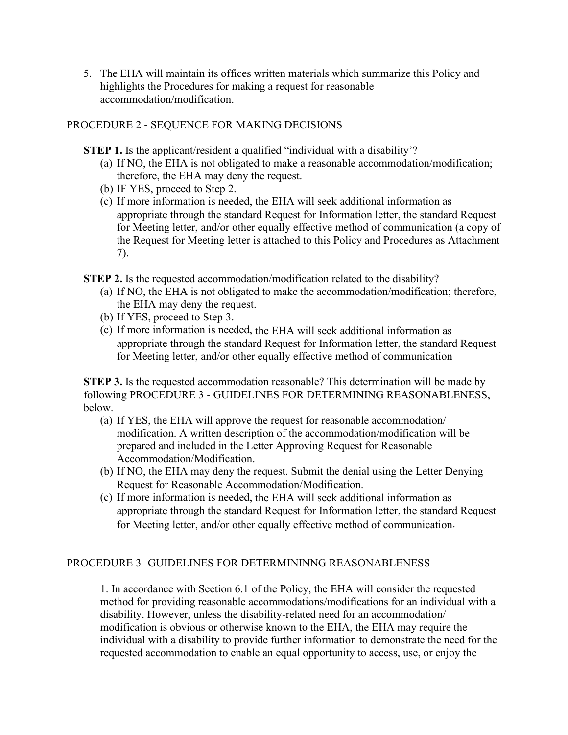5. The EHA will maintain its offices written materials which summarize this Policy and highlights the Procedures for making a request for reasonable accommodation/modification.

<u>PROCEDURE 2 - SEQUENCE FOR MAKING DECISIONS</u>

**STEP 1.** Is the applicant/resident a qualified "individual with a disability'?

(a) If NO, the EHA is not obligated to make a reasonable accommodation/modification; therefore, the EHA may deny the request.
(b) IF YES, proceed to Step 2.
(c) If more information is needed, the EHA will seek additional information as appropriate through the standard Request for Information letter, the standard Request for Meeting letter, and/or other equally effective method of communication (a copy of the Request for Meeting letter is attached to this Policy and Procedures as Attachment 7).

**STEP 2.** Is the requested accommodation/modification related to the disability?

(a) If NO, the EHA is not obligated to make the accommodation/modification; therefore, the EHA may deny the request.
(b) If YES, proceed to Step 3.
(c) If more information is needed, the EHA will seek additional information as appropriate through the standard Request for Information letter, the standard Request for Meeting letter, and/or other equally effective method of communication

**STEP 3.** Is the requested accommodation reasonable? This determination will be made by following <u>PROCEDURE 3 - GUIDELINES FOR DETERMINING REASONABLENESS</u>, below.

(a) If YES, the EHA will approve the request for reasonable accommodation/ modification. A written description of the accommodation/modification will be prepared and included in the Letter Approving Request for Reasonable Accommodation/Modification.
(b) If NO, the EHA may deny the request. Submit the denial using the Letter Denying Request for Reasonable Accommodation/Modification.
(c) If more information is needed, the EHA will seek additional information as appropriate through the standard Request for Information letter, the standard Request for Meeting letter, and/or other equally effective method of communication.

<u>PROCEDURE 3 -GUIDELINES FOR DETERMININNG REASONABLENESS</u>

1. In accordance with Section 6.1 of the Policy, the EHA will consider the requested method for providing reasonable accommodations/modifications for an individual with a disability. However, unless the disability-related need for an accommodation/ modification is obvious or otherwise known to the EHA, the EHA may require the individual with a disability to provide further information to demonstrate the need for the requested accommodation to enable an equal opportunity to access, use, or enjoy the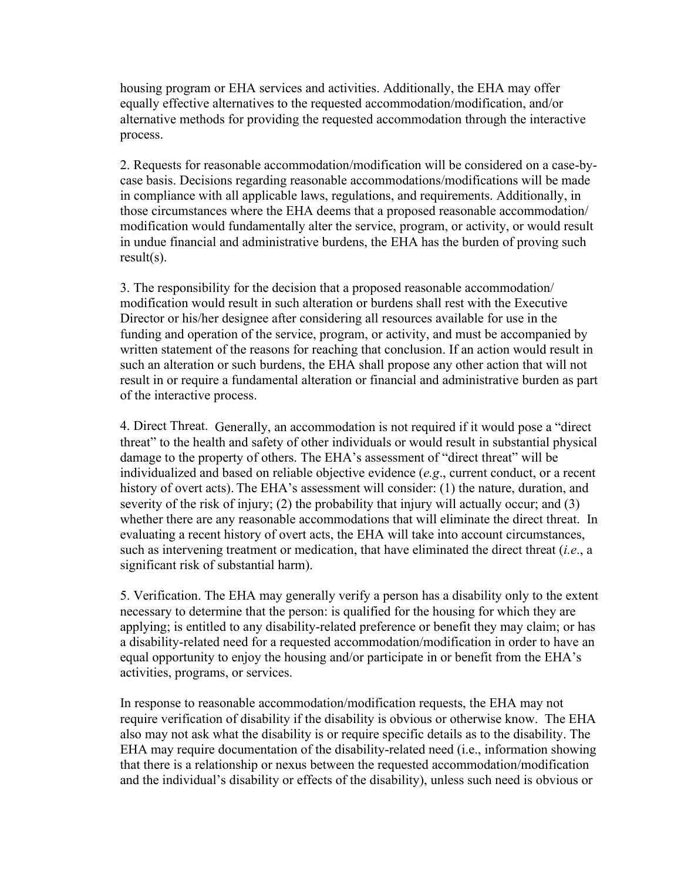housing program or EHA services and activities. Additionally, the EHA may offer equally effective alternatives to the requested accommodation/modification, and/or alternative methods for providing the requested accommodation through the interactive process.

2. Requests for reasonable accommodation/modification will be considered on a case-by-case basis. Decisions regarding reasonable accommodations/modifications will be made in compliance with all applicable laws, regulations, and requirements. Additionally, in those circumstances where the EHA deems that a proposed reasonable accommodation/ modification would fundamentally alter the service, program, or activity, or would result in undue financial and administrative burdens, the EHA has the burden of proving such result(s).

3. The responsibility for the decision that a proposed reasonable accommodation/ modification would result in such alteration or burdens shall rest with the Executive Director or his/her designee after considering all resources available for use in the funding and operation of the service, program, or activity, and must be accompanied by written statement of the reasons for reaching that conclusion. If an action would result in such an alteration or such burdens, the EHA shall propose any other action that will not result in or require a fundamental alteration or financial and administrative burden as part of the interactive process.

4. Direct Threat. Generally, an accommodation is not required if it would pose a "direct threat" to the health and safety of other individuals or would result in substantial physical damage to the property of others. The EHA's assessment of "direct threat" will be individualized and based on reliable objective evidence (*e.g*., current conduct, or a recent history of overt acts). The EHA's assessment will consider: (1) the nature, duration, and severity of the risk of injury; (2) the probability that injury will actually occur; and (3) whether there are any reasonable accommodations that will eliminate the direct threat. In evaluating a recent history of overt acts, the EHA will take into account circumstances, such as intervening treatment or medication, that have eliminated the direct threat (*i.e*., a significant risk of substantial harm).

5. Verification. The EHA may generally verify a person has a disability only to the extent necessary to determine that the person: is qualified for the housing for which they are applying; is entitled to any disability-related preference or benefit they may claim; or has a disability-related need for a requested accommodation/modification in order to have an equal opportunity to enjoy the housing and/or participate in or benefit from the EHA's activities, programs, or services.

In response to reasonable accommodation/modification requests, the EHA may not require verification of disability if the disability is obvious or otherwise know. The EHA also may not ask what the disability is or require specific details as to the disability. The EHA may require documentation of the disability-related need (i.e., information showing that there is a relationship or nexus between the requested accommodation/modification and the individual's disability or effects of the disability), unless such need is obvious or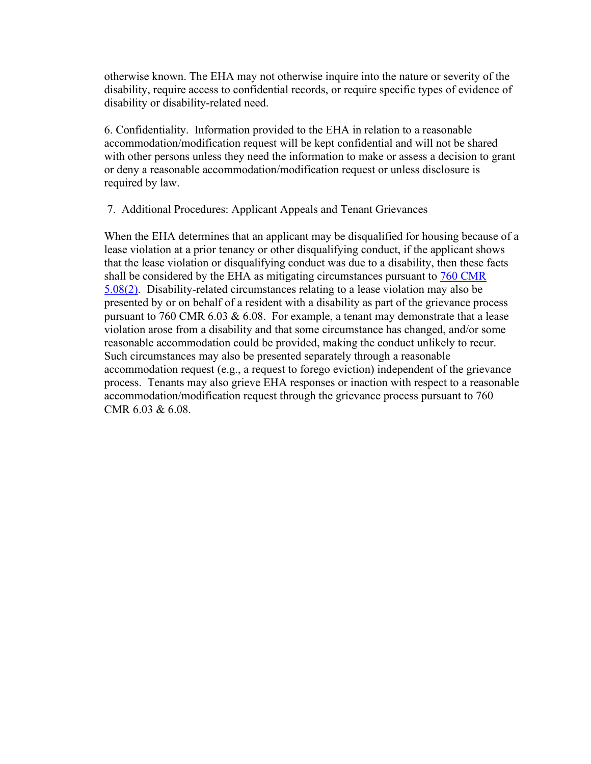otherwise known. The EHA may not otherwise inquire into the nature or severity of the disability, require access to confidential records, or require specific types of evidence of disability or disability-related need.

6. Confidentiality. Information provided to the EHA in relation to a reasonable accommodation/modification request will be kept confidential and will not be shared with other persons unless they need the information to make or assess a decision to grant or deny a reasonable accommodation/modification request or unless disclosure is required by law.

7. Additional Procedures: Applicant Appeals and Tenant Grievances

When the EHA determines that an applicant may be disqualified for housing because of a lease violation at a prior tenancy or other disqualifying conduct, if the applicant shows that the lease violation or disqualifying conduct was due to a disability, then these facts shall be considered by the EHA as mitigating circumstances pursuant to 760 CMR 5.08(2). Disability-related circumstances relating to a lease violation may also be presented by or on behalf of a resident with a disability as part of the grievance process pursuant to 760 CMR 6.03 & 6.08. For example, a tenant may demonstrate that a lease violation arose from a disability and that some circumstance has changed, and/or some reasonable accommodation could be provided, making the conduct unlikely to recur. Such circumstances may also be presented separately through a reasonable accommodation request (e.g., a request to forego eviction) independent of the grievance process. Tenants may also grieve EHA responses or inaction with respect to a reasonable accommodation/modification request through the grievance process pursuant to 760 CMR 6.03 & 6.08.